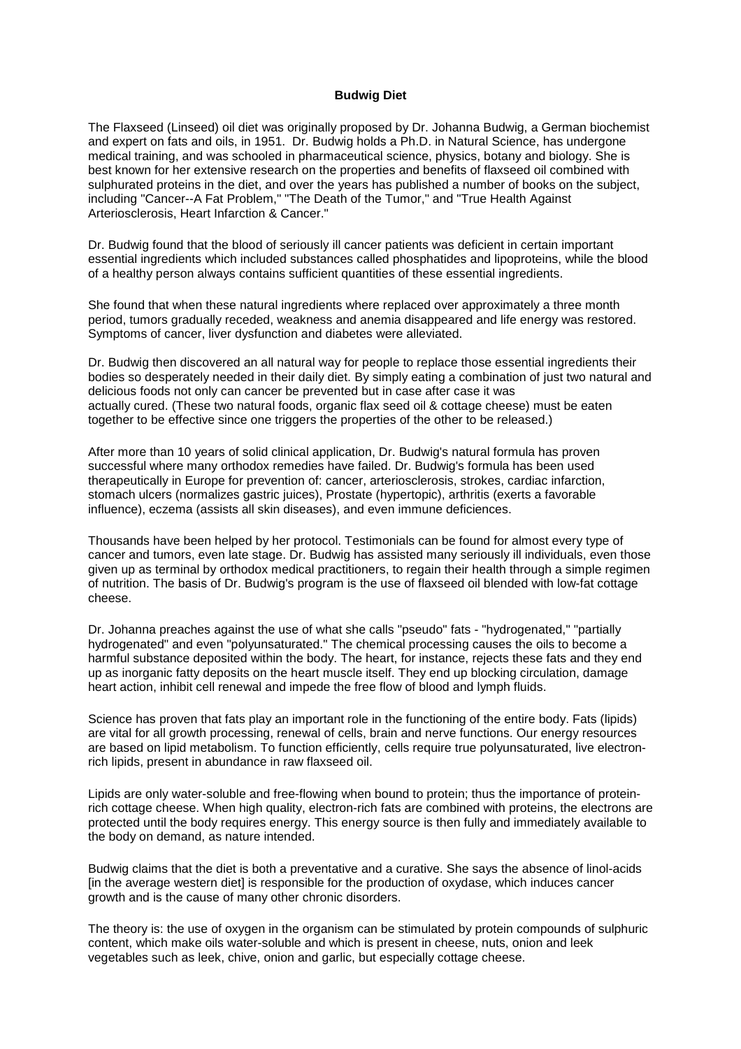**Budwig Diet**

The Flaxseed (Linseed) oil diet was originally proposed by Dr. Johanna Budwig, a German biochemist and expert on fats and oils, in 1951. Dr. Budwig holds a Ph.D. in Natural Science, has undergone medical training, and was schooled in pharmaceutical science, physics, botany and biology. She is best known for her extensive research on the properties and benefits of flaxseed oil combined with sulphurated proteins in the diet, and over the years has published a number of books on the subject, including "Cancer--A Fat Problem," "The Death of the Tumor," and "True Health Against Arteriosclerosis, Heart Infarction & Cancer."

Dr. Budwig found that the blood of seriously ill cancer patients was deficient in certain important essential ingredients which included substances called phosphatides and lipoproteins, while the blood of a healthy person always contains sufficient quantities of these essential ingredients.

She found that when these natural ingredients where replaced over approximately a three month period, tumors gradually receded, weakness and anemia disappeared and life energy was restored. Symptoms of cancer, liver dysfunction and diabetes were alleviated.

Dr. Budwig then discovered an all natural way for people to replace those essential ingredients their bodies so desperately needed in their daily diet. By simply eating a combination of just two natural and delicious foods not only can cancer be prevented but in case after case it was actually cured. (These two natural foods, organic flax seed oil & cottage cheese) must be eaten together to be effective since one triggers the properties of the other to be released.)

After more than 10 years of solid clinical application, Dr. Budwig's natural formula has proven successful where many orthodox remedies have failed. Dr. Budwig's formula has been used therapeutically in Europe for prevention of: cancer, arteriosclerosis, strokes, cardiac infarction, stomach ulcers (normalizes gastric juices), Prostate (hypertopic), arthritis (exerts a favorable influence), eczema (assists all skin diseases), and even immune deficiences.

Thousands have been helped by her protocol. Testimonials can be found for almost every type of cancer and tumors, even late stage. Dr. Budwig has assisted many seriously ill individuals, even those given up as terminal by orthodox medical practitioners, to regain their health through a simple regimen of nutrition. The basis of Dr. Budwig's program is the use of flaxseed oil blended with low-fat cottage cheese.

Dr. Johanna preaches against the use of what she calls "pseudo" fats - "hydrogenated," "partially hydrogenated" and even "polyunsaturated." The chemical processing causes the oils to become a harmful substance deposited within the body. The heart, for instance, rejects these fats and they end up as inorganic fatty deposits on the heart muscle itself. They end up blocking circulation, damage heart action, inhibit cell renewal and impede the free flow of blood and lymph fluids.

Science has proven that fats play an important role in the functioning of the entire body. Fats (lipids) are vital for all growth processing, renewal of cells, brain and nerve functions. Our energy resources are based on lipid metabolism. To function efficiently, cells require true polyunsaturated, live electron-rich lipids, present in abundance in raw flaxseed oil.

Lipids are only water-soluble and free-flowing when bound to protein; thus the importance of protein-rich cottage cheese. When high quality, electron-rich fats are combined with proteins, the electrons are protected until the body requires energy. This energy source is then fully and immediately available to the body on demand, as nature intended.

Budwig claims that the diet is both a preventative and a curative. She says the absence of linol-acids [in the average western diet] is responsible for the production of oxydase, which induces cancer growth and is the cause of many other chronic disorders.

The theory is: the use of oxygen in the organism can be stimulated by protein compounds of sulphuric content, which make oils water-soluble and which is present in cheese, nuts, onion and leek vegetables such as leek, chive, onion and garlic, but especially cottage cheese.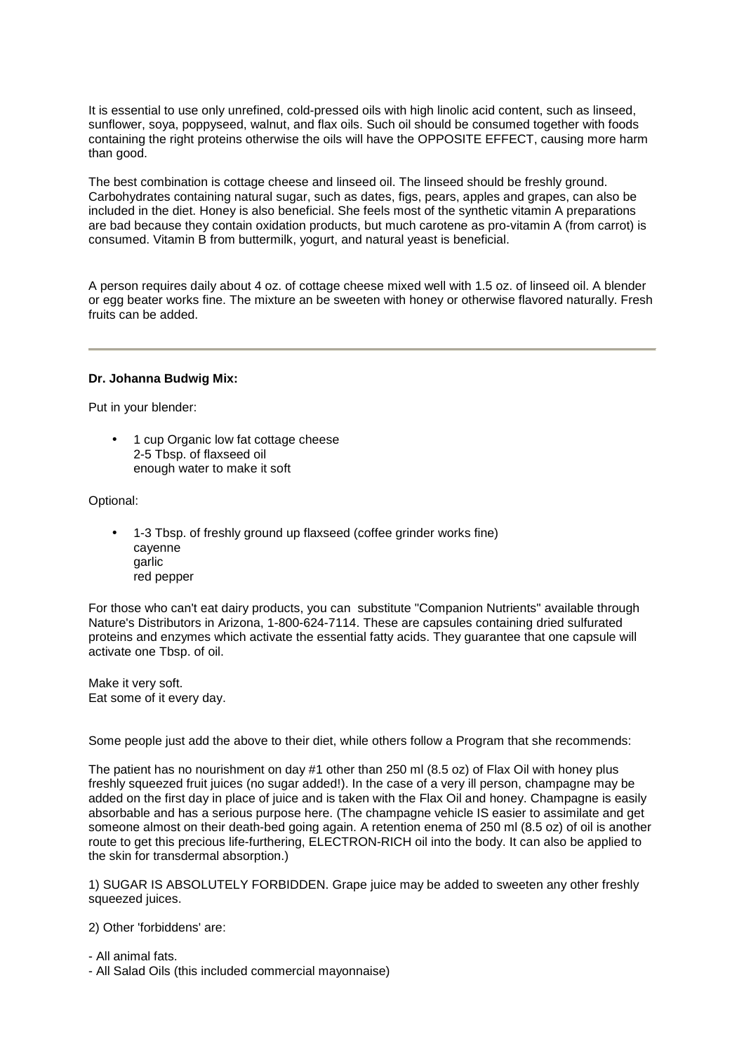It is essential to use only unrefined, cold-pressed oils with high linolic acid content, such as linseed, sunflower, soya, poppyseed, walnut, and flax oils. Such oil should be consumed together with foods containing the right proteins otherwise the oils will have the OPPOSITE EFFECT, causing more harm than good.

The best combination is cottage cheese and linseed oil. The linseed should be freshly ground. Carbohydrates containing natural sugar, such as dates, figs, pears, apples and grapes, can also be included in the diet. Honey is also beneficial. She feels most of the synthetic vitamin A preparations are bad because they contain oxidation products, but much carotene as pro-vitamin A (from carrot) is consumed. Vitamin B from buttermilk, yogurt, and natural yeast is beneficial.

A person requires daily about 4 oz. of cottage cheese mixed well with 1.5 oz. of linseed oil. A blender or egg beater works fine. The mixture an be sweeten with honey or otherwise flavored naturally. Fresh fruits can be added.

---

**Dr. Johanna Budwig Mix:**

Put in your blender:

- 1 cup Organic low fat cottage cheese
  2-5 Tbsp. of flaxseed oil
  enough water to make it soft

Optional:

- 1-3 Tbsp. of freshly ground up flaxseed (coffee grinder works fine)
  cayenne
  garlic
  red pepper

For those who can't eat dairy products, you can substitute "Companion Nutrients" available through Nature's Distributors in Arizona, 1-800-624-7114. These are capsules containing dried sulfurated proteins and enzymes which activate the essential fatty acids. They guarantee that one capsule will activate one Tbsp. of oil.

Make it very soft.
Eat some of it every day.

Some people just add the above to their diet, while others follow a Program that she recommends:

The patient has no nourishment on day #1 other than 250 ml (8.5 oz) of Flax Oil with honey plus freshly squeezed fruit juices (no sugar added!). In the case of a very ill person, champagne may be added on the first day in place of juice and is taken with the Flax Oil and honey. Champagne is easily absorbable and has a serious purpose here. (The champagne vehicle IS easier to assimilate and get someone almost on their death-bed going again. A retention enema of 250 ml (8.5 oz) of oil is another route to get this precious life-furthering, ELECTRON-RICH oil into the body. It can also be applied to the skin for transdermal absorption.)

1) SUGAR IS ABSOLUTELY FORBIDDEN. Grape juice may be added to sweeten any other freshly squeezed juices.

2) Other 'forbiddens' are:

- All animal fats.
- All Salad Oils (this included commercial mayonnaise)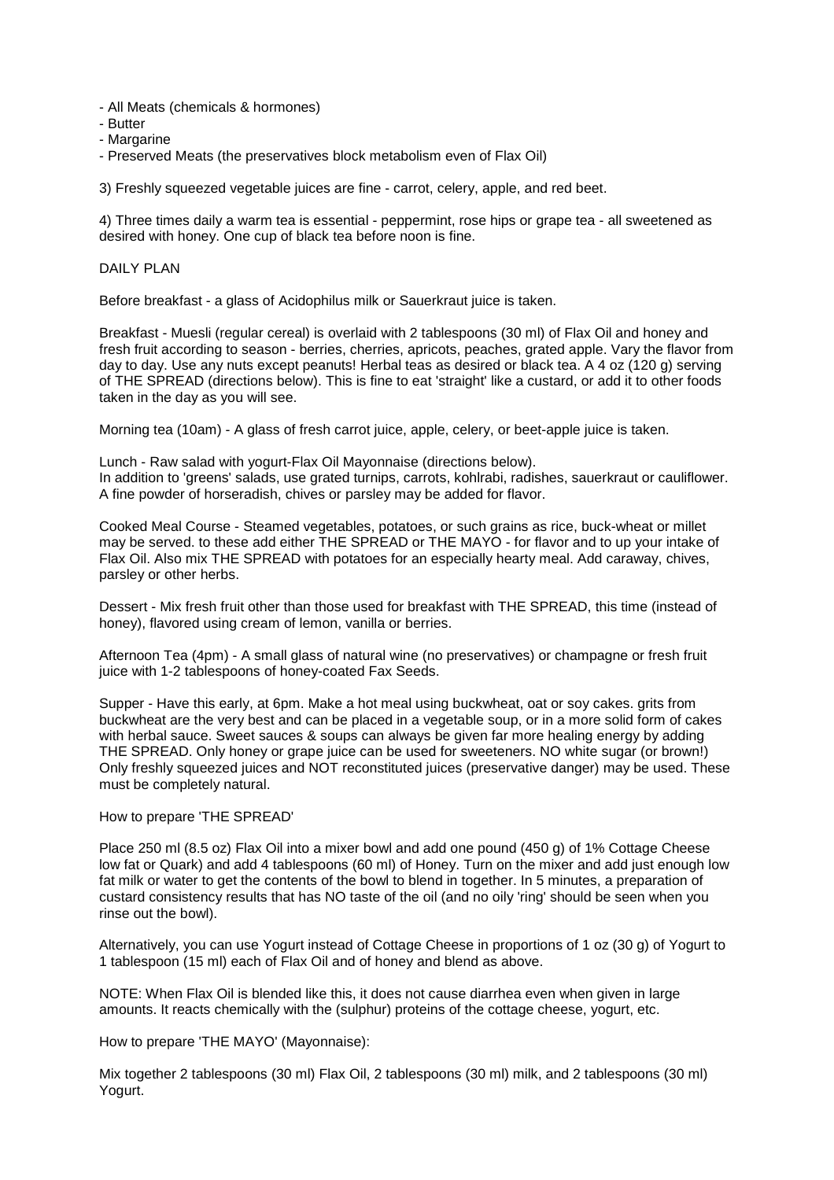- All Meats (chemicals & hormones)
- Butter
- Margarine
- Preserved Meats (the preservatives block metabolism even of Flax Oil)

3) Freshly squeezed vegetable juices are fine - carrot, celery, apple, and red beet.

4) Three times daily a warm tea is essential - peppermint, rose hips or grape tea - all sweetened as desired with honey. One cup of black tea before noon is fine.

DAILY PLAN

Before breakfast - a glass of Acidophilus milk or Sauerkraut juice is taken.

Breakfast - Muesli (regular cereal) is overlaid with 2 tablespoons (30 ml) of Flax Oil and honey and fresh fruit according to season - berries, cherries, apricots, peaches, grated apple. Vary the flavor from day to day. Use any nuts except peanuts! Herbal teas as desired or black tea. A 4 oz (120 g) serving of THE SPREAD (directions below). This is fine to eat 'straight' like a custard, or add it to other foods taken in the day as you will see.

Morning tea (10am) - A glass of fresh carrot juice, apple, celery, or beet-apple juice is taken.

Lunch - Raw salad with yogurt-Flax Oil Mayonnaise (directions below).
In addition to 'greens' salads, use grated turnips, carrots, kohlrabi, radishes, sauerkraut or cauliflower. A fine powder of horseradish, chives or parsley may be added for flavor.

Cooked Meal Course - Steamed vegetables, potatoes, or such grains as rice, buck-wheat or millet may be served. to these add either THE SPREAD or THE MAYO - for flavor and to up your intake of Flax Oil. Also mix THE SPREAD with potatoes for an especially hearty meal. Add caraway, chives, parsley or other herbs.

Dessert - Mix fresh fruit other than those used for breakfast with THE SPREAD, this time (instead of honey), flavored using cream of lemon, vanilla or berries.

Afternoon Tea (4pm) - A small glass of natural wine (no preservatives) or champagne or fresh fruit juice with 1-2 tablespoons of honey-coated Fax Seeds.

Supper - Have this early, at 6pm. Make a hot meal using buckwheat, oat or soy cakes. grits from buckwheat are the very best and can be placed in a vegetable soup, or in a more solid form of cakes with herbal sauce. Sweet sauces & soups can always be given far more healing energy by adding THE SPREAD. Only honey or grape juice can be used for sweeteners. NO white sugar (or brown!) Only freshly squeezed juices and NOT reconstituted juices (preservative danger) may be used. These must be completely natural.

How to prepare 'THE SPREAD'

Place 250 ml (8.5 oz) Flax Oil into a mixer bowl and add one pound (450 g) of 1% Cottage Cheese low fat or Quark) and add 4 tablespoons (60 ml) of Honey. Turn on the mixer and add just enough low fat milk or water to get the contents of the bowl to blend in together. In 5 minutes, a preparation of custard consistency results that has NO taste of the oil (and no oily 'ring' should be seen when you rinse out the bowl).

Alternatively, you can use Yogurt instead of Cottage Cheese in proportions of 1 oz (30 g) of Yogurt to 1 tablespoon (15 ml) each of Flax Oil and of honey and blend as above.

NOTE: When Flax Oil is blended like this, it does not cause diarrhea even when given in large amounts. It reacts chemically with the (sulphur) proteins of the cottage cheese, yogurt, etc.

How to prepare 'THE MAYO' (Mayonnaise):

Mix together 2 tablespoons (30 ml) Flax Oil, 2 tablespoons (30 ml) milk, and 2 tablespoons (30 ml) Yogurt.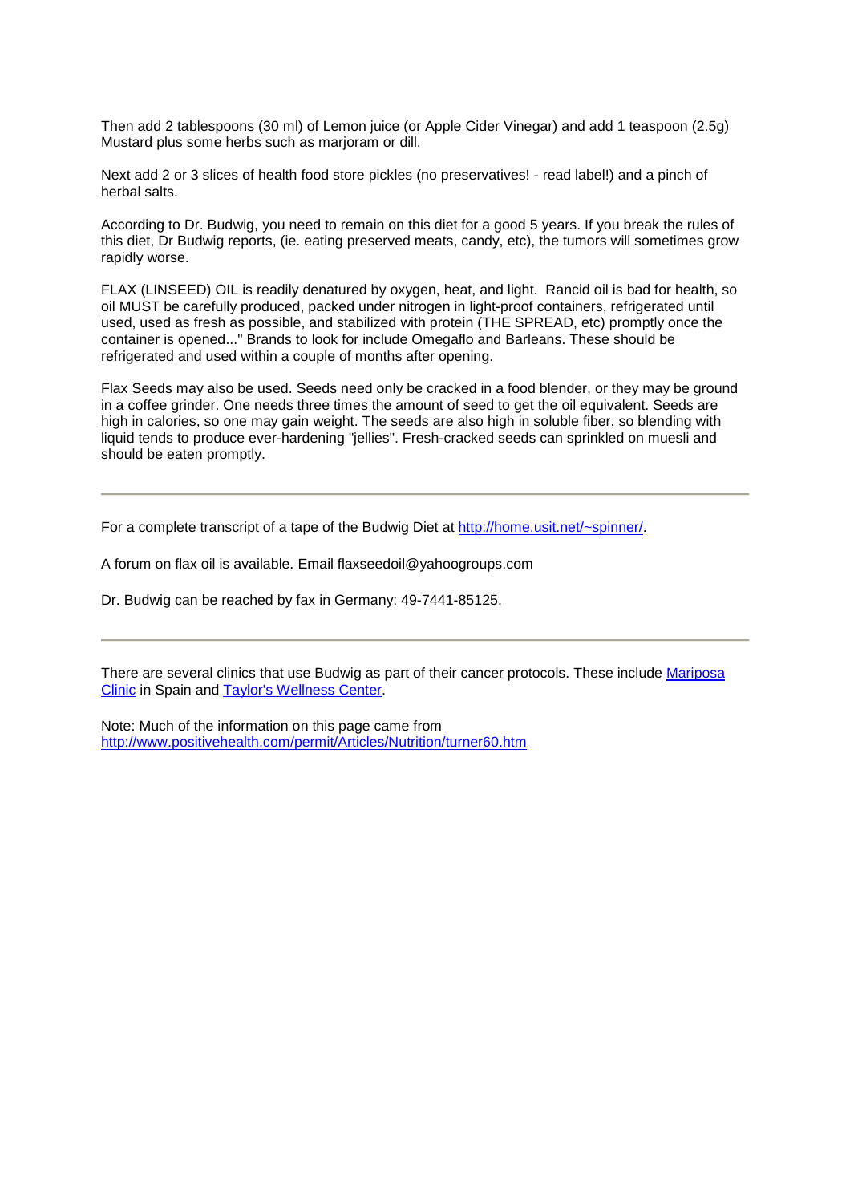Then add 2 tablespoons (30 ml) of Lemon juice (or Apple Cider Vinegar) and add 1 teaspoon (2.5g) Mustard plus some herbs such as marjoram or dill.

Next add 2 or 3 slices of health food store pickles (no preservatives! - read label!) and a pinch of herbal salts.

According to Dr. Budwig, you need to remain on this diet for a good 5 years. If you break the rules of this diet, Dr Budwig reports, (ie. eating preserved meats, candy, etc), the tumors will sometimes grow rapidly worse.

FLAX (LINSEED) OIL is readily denatured by oxygen, heat, and light. Rancid oil is bad for health, so oil MUST be carefully produced, packed under nitrogen in light-proof containers, refrigerated until used, used as fresh as possible, and stabilized with protein (THE SPREAD, etc) promptly once the container is opened..." Brands to look for include Omegaflo and Barleans. These should be refrigerated and used within a couple of months after opening.

Flax Seeds may also be used. Seeds need only be cracked in a food blender, or they may be ground in a coffee grinder. One needs three times the amount of seed to get the oil equivalent. Seeds are high in calories, so one may gain weight. The seeds are also high in soluble fiber, so blending with liquid tends to produce ever-hardening "jellies". Fresh-cracked seeds can sprinkled on muesli and should be eaten promptly.

---

For a complete transcript of a tape of the Budwig Diet at [http://home.usit.net/~spinner/](http://home.usit.net/~spinner/).

A forum on flax oil is available. Email flaxseedoil@yahoogroups.com

Dr. Budwig can be reached by fax in Germany: 49-7441-85125.

---

There are several clinics that use Budwig as part of their cancer protocols. These include Mariposa Clinic in Spain and Taylor's Wellness Center.

Note: Much of the information on this page came from [http://www.positivehealth.com/permit/Articles/Nutrition/turner60.htm](http://www.positivehealth.com/permit/Articles/Nutrition/turner60.htm)